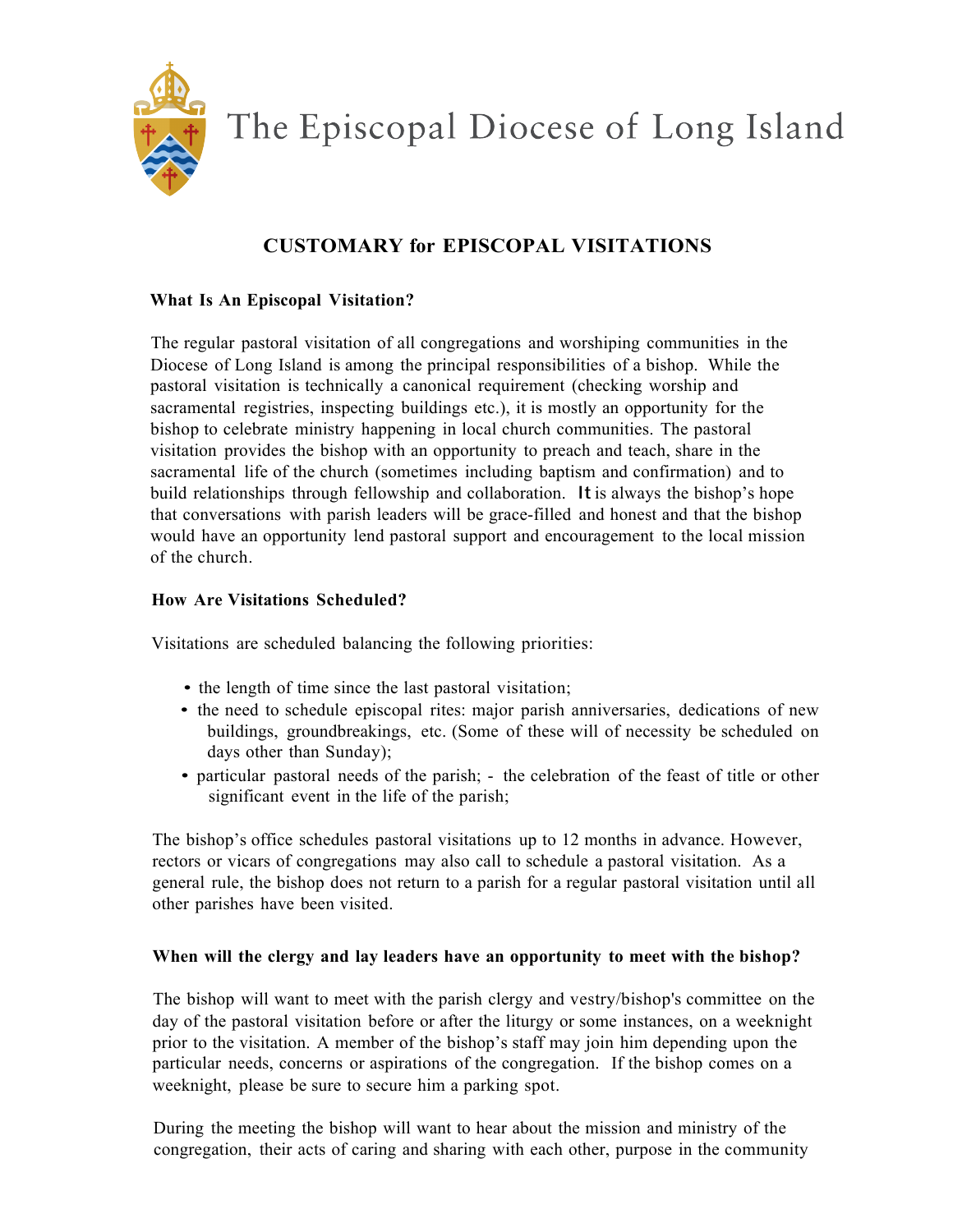The Episcopal Diocese of Long Island

# CUSTOMARY for EPISCOPAL VISITATIONS

### What Is An Episcopal Visitation?

The regular pastoral visitation of all congregations and worshiping communities in the Diocese of Long Island is among the principal responsibilities of a bishop. While the pastoral visitation is technically a canonical requirement (checking worship and sacramental registries, inspecting buildings etc.), it is mostly an opportunity for the bishop to celebrate ministry happening in local church communities. The pastoral visitation provides the bishop with an opportunity to preach and teach, share in the sacramental life of the church (sometimes including baptism and confirmation) and to build relationships through fellowship and collaboration. It is always the bishop's hope that conversations with parish leaders will be grace-filled and honest and that the bishop would have an opportunity lend pastoral support and encouragement to the local mission of the church.

### How Are Visitations Scheduled?

Visitations are scheduled balancing the following priorities:

- the length of time since the last pastoral visitation;
- the need to schedule episcopal rites: major parish anniversaries, dedications of new buildings, groundbreakings, etc. (Some of these will of necessity be scheduled on days other than Sunday);
- particular pastoral needs of the parish; - the celebration of the feast of title or other significant event in the life of the parish;

The bishop's office schedules pastoral visitations up to 12 months in advance. However, rectors or vicars of congregations may also call to schedule a pastoral visitation. As a general rule, the bishop does not return to a parish for a regular pastoral visitation until all other parishes have been visited.

### When will the clergy and lay leaders have an opportunity to meet with the bishop?

The bishop will want to meet with the parish clergy and vestry/bishop's committee on the day of the pastoral visitation before or after the liturgy or some instances, on a weeknight prior to the visitation. A member of the bishop's staff may join him depending upon the particular needs, concerns or aspirations of the congregation. If the bishop comes on a weeknight, please be sure to secure him a parking spot.

During the meeting the bishop will want to hear about the mission and ministry of the congregation, their acts of caring and sharing with each other, purpose in the community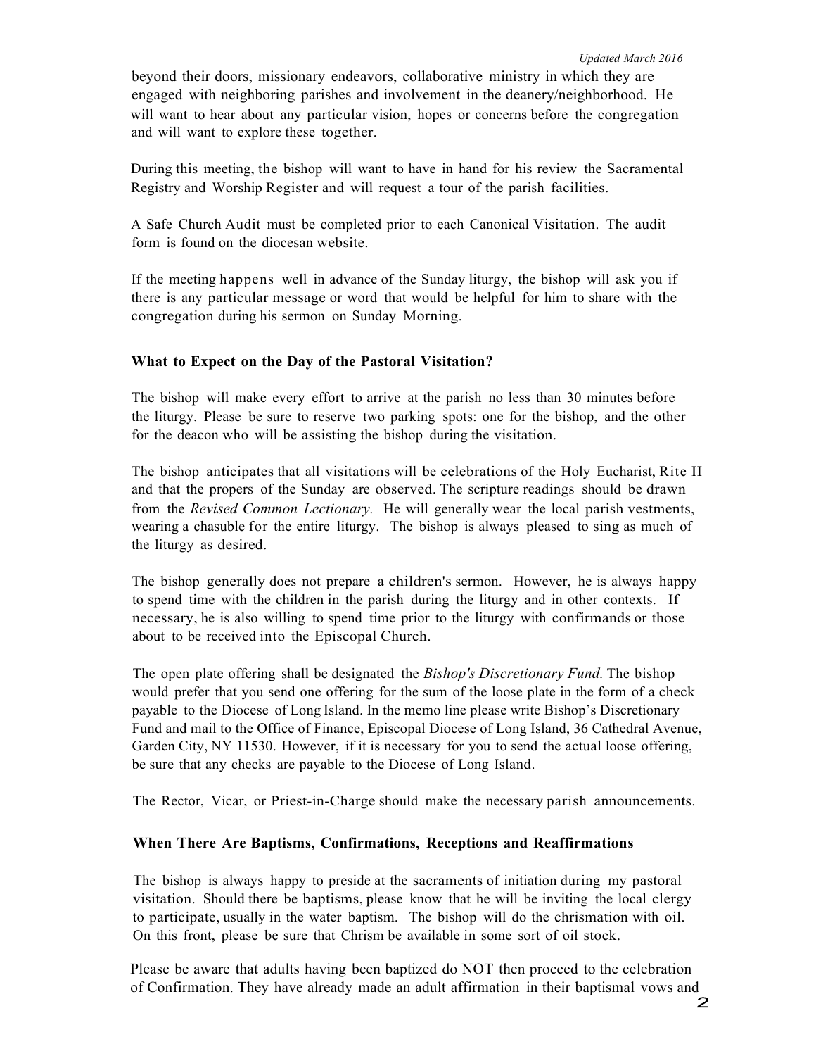beyond their doors, missionary endeavors, collaborative ministry in which they are engaged with neighboring parishes and involvement in the deanery/neighborhood. He will want to hear about any particular vision, hopes or concerns before the congregation and will want to explore these together.

During this meeting, the bishop will want to have in hand for his review the Sacramental Registry and Worship Register and will request a tour of the parish facilities.

A Safe Church Audit must be completed prior to each Canonical Visitation. The audit form is found on the diocesan website.

If the meeting happens well in advance of the Sunday liturgy, the bishop will ask you if there is any particular message or word that would be helpful for him to share with the congregation during his sermon on Sunday Morning.

### What to Expect on the Day of the Pastoral Visitation?

The bishop will make every effort to arrive at the parish no less than 30 minutes before the liturgy. Please be sure to reserve two parking spots: one for the bishop, and the other for the deacon who will be assisting the bishop during the visitation.

The bishop anticipates that all visitations will be celebrations of the Holy Eucharist, Rite II and that the propers of the Sunday are observed. The scripture readings should be drawn from the *Revised Common Lectionary.* He will generally wear the local parish vestments, wearing a chasuble for the entire liturgy. The bishop is always pleased to sing as much of the liturgy as desired.

The bishop generally does not prepare a children's sermon. However, he is always happy to spend time with the children in the parish during the liturgy and in other contexts. If necessary, he is also willing to spend time prior to the liturgy with confirmands or those about to be received into the Episcopal Church.

The open plate offering shall be designated the *Bishop's Discretionary Fund.* The bishop would prefer that you send one offering for the sum of the loose plate in the form of a check payable to the Diocese of Long Island. In the memo line please write Bishop's Discretionary Fund and mail to the Office of Finance, Episcopal Diocese of Long Island, 36 Cathedral Avenue, Garden City, NY 11530. However, if it is necessary for you to send the actual loose offering, be sure that any checks are payable to the Diocese of Long Island.

The Rector, Vicar, or Priest-in-Charge should make the necessary parish announcements.

### When There Are Baptisms, Confirmations, Receptions and Reaffirmations

The bishop is always happy to preside at the sacraments of initiation during my pastoral visitation. Should there be baptisms, please know that he will be inviting the local clergy to participate, usually in the water baptism. The bishop will do the chrismation with oil. On this front, please be sure that Chrism be available in some sort of oil stock.

Please be aware that adults having been baptized do NOT then proceed to the celebration of Confirmation. They have already made an adult affirmation in their baptismal vows and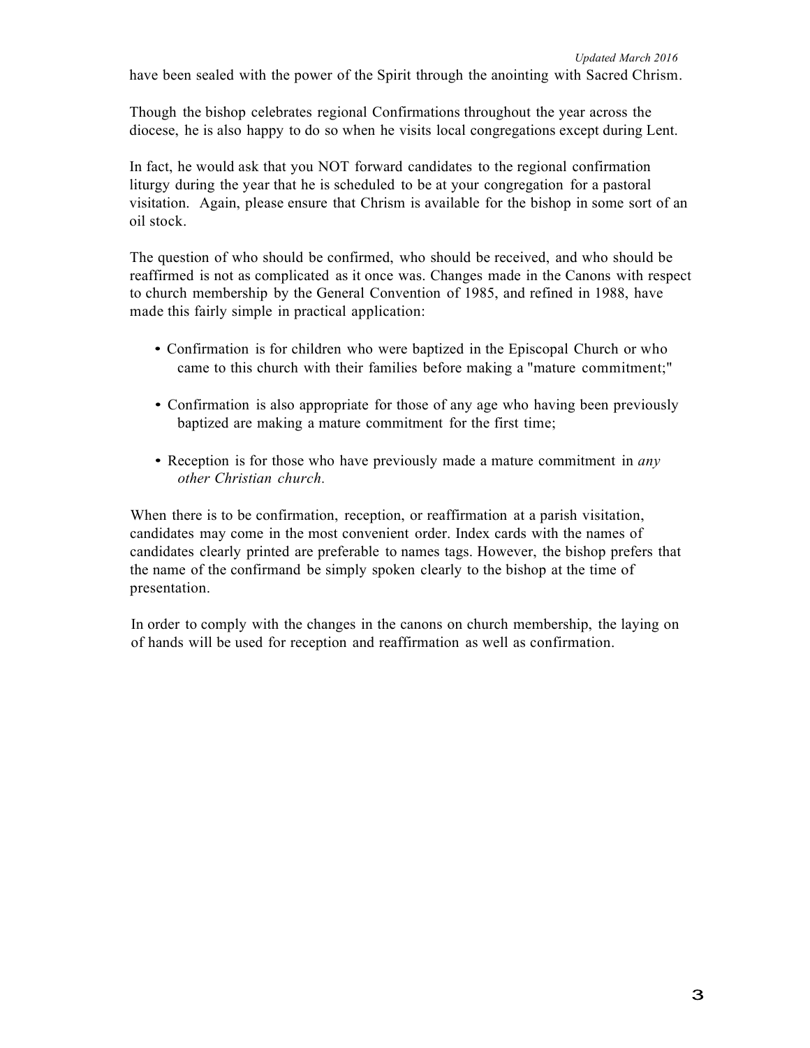have been sealed with the power of the Spirit through the anointing with Sacred Chrism.

Though the bishop celebrates regional Confirmations throughout the year across the diocese, he is also happy to do so when he visits local congregations except during Lent.

In fact, he would ask that you NOT forward candidates to the regional confirmation liturgy during the year that he is scheduled to be at your congregation for a pastoral visitation. Again, please ensure that Chrism is available for the bishop in some sort of an oil stock.

The question of who should be confirmed, who should be received, and who should be reaffirmed is not as complicated as it once was. Changes made in the Canons with respect to church membership by the General Convention of 1985, and refined in 1988, have made this fairly simple in practical application:

- Confirmation is for children who were baptized in the Episcopal Church or who came to this church with their families before making a "mature commitment;"
- Confirmation is also appropriate for those of any age who having been previously baptized are making a mature commitment for the first time;
- Reception is for those who have previously made a mature commitment in *any other Christian church.*

When there is to be confirmation, reception, or reaffirmation at a parish visitation, candidates may come in the most convenient order. Index cards with the names of candidates clearly printed are preferable to names tags. However, the bishop prefers that the name of the confirmand be simply spoken clearly to the bishop at the time of presentation.

In order to comply with the changes in the canons on church membership, the laying on of hands will be used for reception and reaffirmation as well as confirmation.